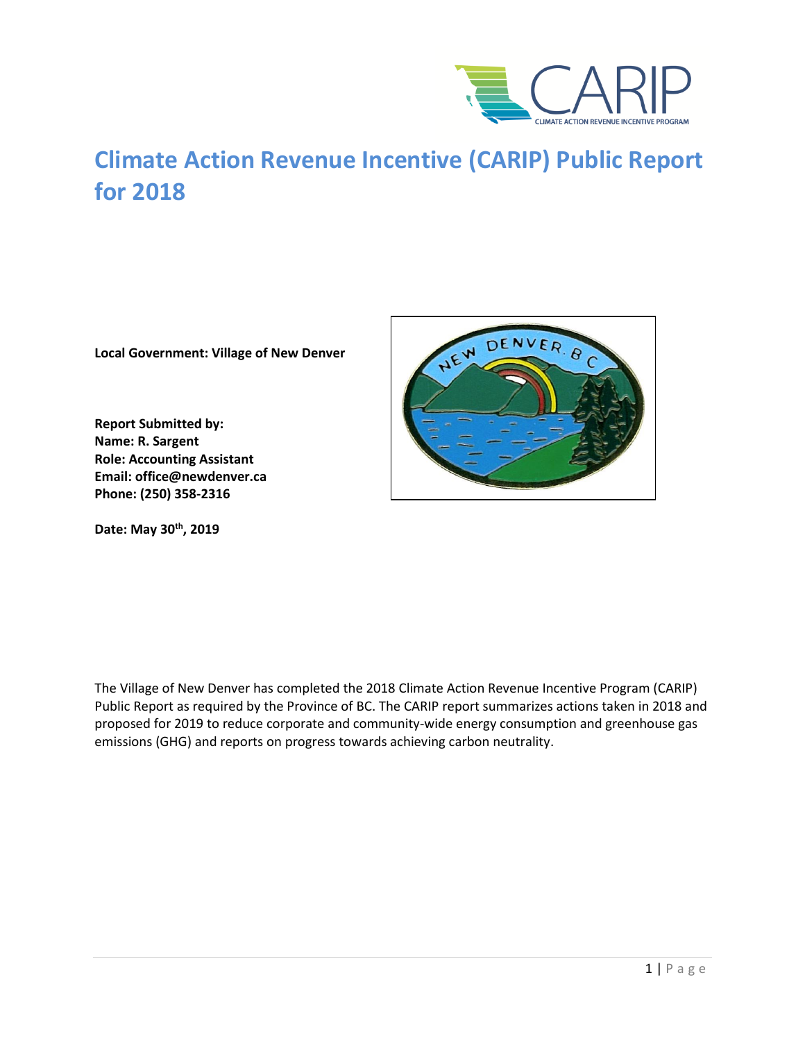# Climate Action Revenue Incentive (CARIP) Public Report for 2018

**Local Government: Village of New Denver**

**Report Submitted by:**
**Name: R. Sargent**
**Role: Accounting Assistant**
**Email: office@newdenver.ca**
**Phone: (250) 358-2316**

**Date: May 30th, 2019**

The Village of New Denver has completed the 2018 Climate Action Revenue Incentive Program (CARIP) Public Report as required by the Province of BC. The CARIP report summarizes actions taken in 2018 and proposed for 2019 to reduce corporate and community-wide energy consumption and greenhouse gas emissions (GHG) and reports on progress towards achieving carbon neutrality.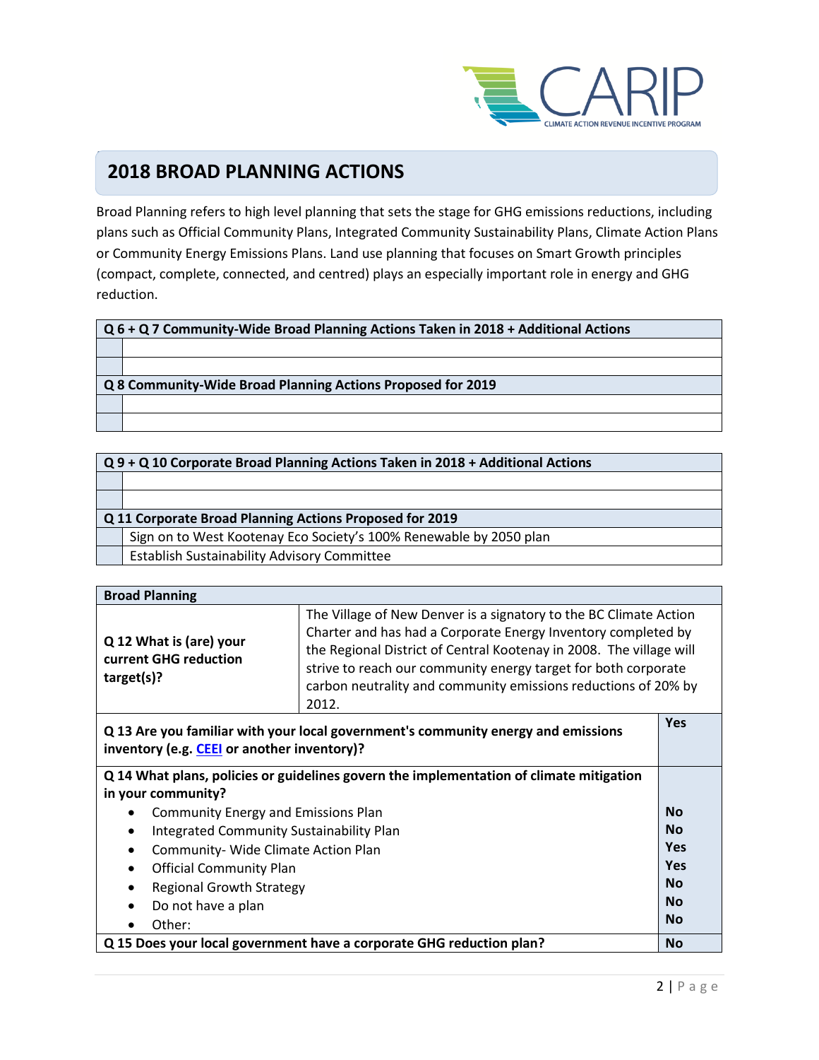## 2018 BROAD PLANNING ACTIONS

Broad Planning refers to high level planning that sets the stage for GHG emissions reductions, including plans such as Official Community Plans, Integrated Community Sustainability Plans, Climate Action Plans or Community Energy Emissions Plans. Land use planning that focuses on Smart Growth principles (compact, complete, connected, and centred) plays an especially important role in energy and GHG reduction.

| **Q 6 + Q 7 Community-Wide Broad Planning Actions Taken in 2018 + Additional Actions** | |
|---|---|
| | |
| | |
| **Q 8 Community-Wide Broad Planning Actions Proposed for 2019** | |
| | |
| | |

| **Q 9 + Q 10 Corporate Broad Planning Actions Taken in 2018 + Additional Actions** | |
|---|---|
| | |
| | |
| **Q 11 Corporate Broad Planning Actions Proposed for 2019** | |
| | Sign on to West Kootenay Eco Society's 100% Renewable by 2050 plan |
| | Establish Sustainability Advisory Committee |

| **Broad Planning** | |
|---|---|
| **Q 12 What is (are) your current GHG reduction target(s)?** | The Village of New Denver is a signatory to the BC Climate Action Charter and has had a Corporate Energy Inventory completed by the Regional District of Central Kootenay in 2008. The village will strive to reach our community energy target for both corporate carbon neutrality and community emissions reductions of 20% by 2012. |
| **Q 13 Are you familiar with your local government's community energy and emissions inventory (e.g. CEEI or another inventory)?** | **Yes** |
| **Q 14 What plans, policies or guidelines govern the implementation of climate mitigation in your community?** | |
| • Community Energy and Emissions Plan | **No** |
| • Integrated Community Sustainability Plan | **No** |
| • Community- Wide Climate Action Plan | **Yes** |
| • Official Community Plan | **Yes** |
| • Regional Growth Strategy | **No** |
| • Do not have a plan | **No** |
| • Other: | **No** |
| **Q 15 Does your local government have a corporate GHG reduction plan?** | **No** |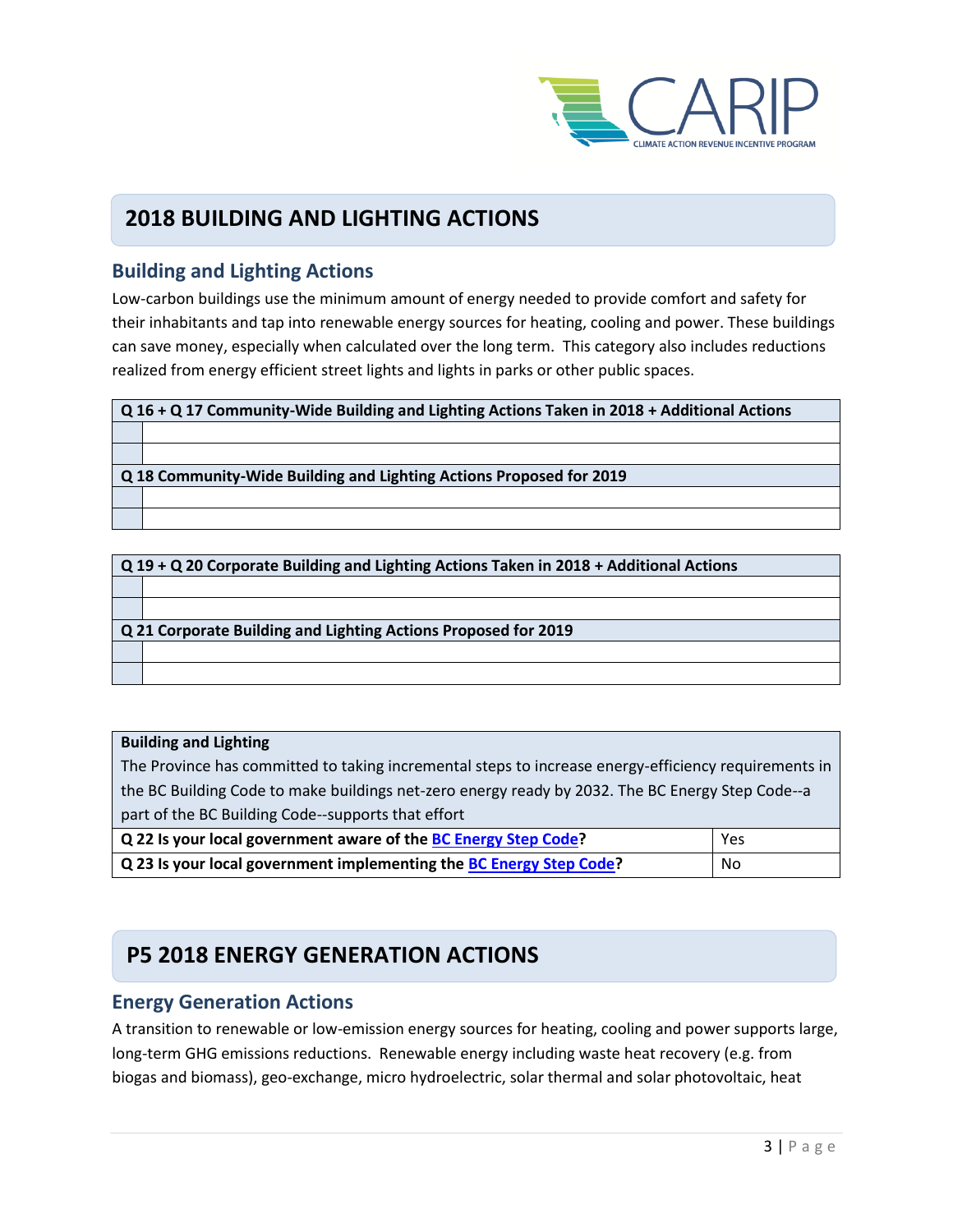# 2018 BUILDING AND LIGHTING ACTIONS

## Building and Lighting Actions

Low-carbon buildings use the minimum amount of energy needed to provide comfort and safety for their inhabitants and tap into renewable energy sources for heating, cooling and power. These buildings can save money, especially when calculated over the long term. This category also includes reductions realized from energy efficient street lights and lights in parks or other public spaces.

| **Q 16 + Q 17 Community-Wide Building and Lighting Actions Taken in 2018 + Additional Actions** | |
|---|---|
| | |
| | |
| **Q 18 Community-Wide Building and Lighting Actions Proposed for 2019** | |
| | |
| | |

| **Q 19 + Q 20 Corporate Building and Lighting Actions Taken in 2018 + Additional Actions** | |
|---|---|
| | |
| | |
| **Q 21 Corporate Building and Lighting Actions Proposed for 2019** | |
| | |
| | |

| **Building and Lighting**<br>The Province has committed to taking incremental steps to increase energy-efficiency requirements in the BC Building Code to make buildings net-zero energy ready by 2032. The BC Energy Step Code--a part of the BC Building Code--supports that effort | |
|---|---|
| **Q 22 Is your local government aware of the BC Energy Step Code?** | Yes |
| **Q 23 Is your local government implementing the BC Energy Step Code?** | No |

# P5 2018 ENERGY GENERATION ACTIONS

## Energy Generation Actions

A transition to renewable or low-emission energy sources for heating, cooling and power supports large, long-term GHG emissions reductions. Renewable energy including waste heat recovery (e.g. from biogas and biomass), geo-exchange, micro hydroelectric, solar thermal and solar photovoltaic, heat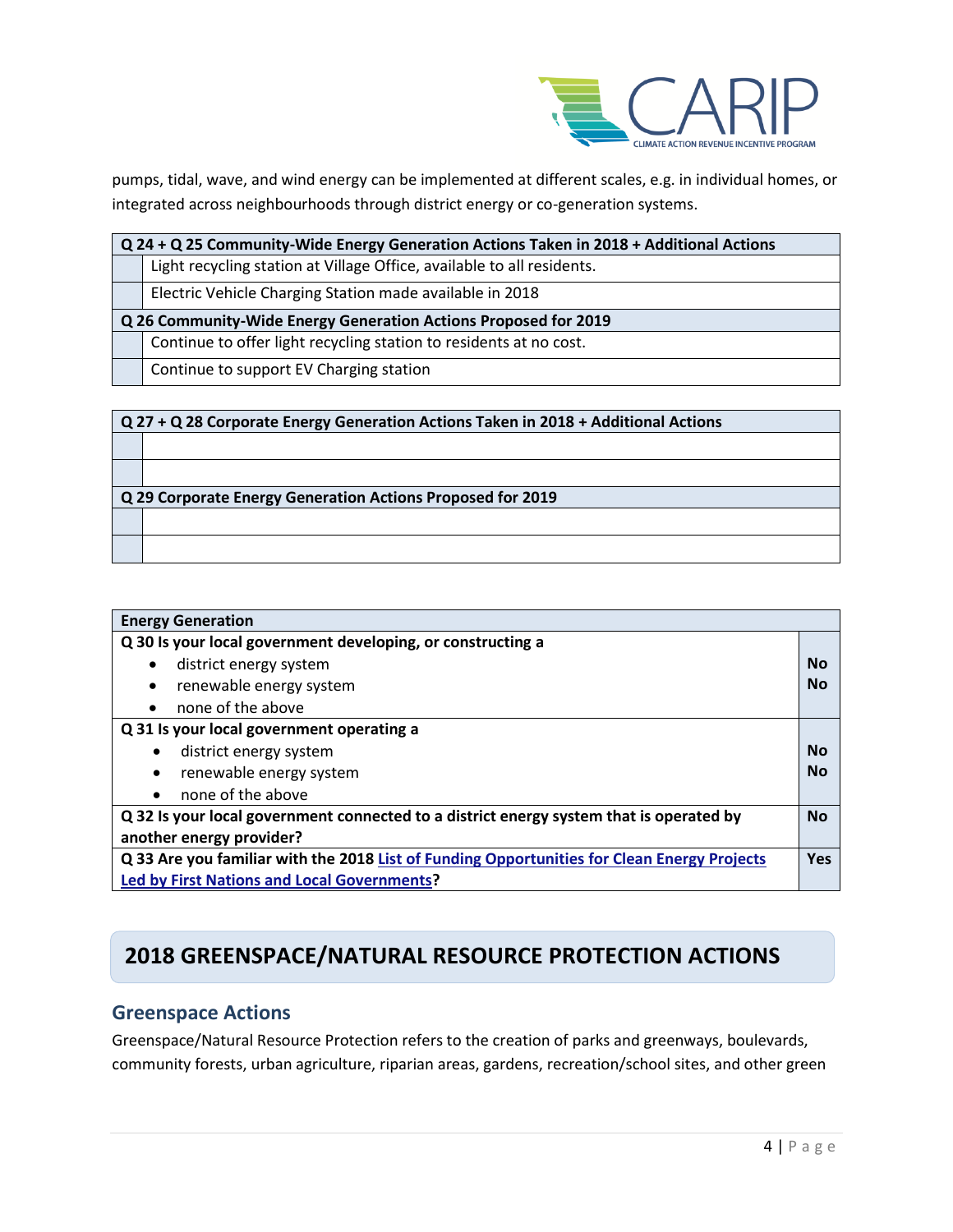pumps, tidal, wave, and wind energy can be implemented at different scales, e.g. in individual homes, or integrated across neighbourhoods through district energy or co-generation systems.

| Q 24 + Q 25 Community-Wide Energy Generation Actions Taken in 2018 + Additional Actions | |
|---|---|
| | Light recycling station at Village Office, available to all residents. |
| | Electric Vehicle Charging Station made available in 2018 |
| **Q 26 Community-Wide Energy Generation Actions Proposed for 2019** | |
| | Continue to offer light recycling station to residents at no cost. |
| | Continue to support EV Charging station |

| Q 27 + Q 28 Corporate Energy Generation Actions Taken in 2018 + Additional Actions | |
|---|---|
| | |
| | |
| **Q 29 Corporate Energy Generation Actions Proposed for 2019** | |
| | |
| | |

| Energy Generation | |
|---|---|
| **Q 30 Is your local government developing, or constructing a** | |
| • district energy system | **No** |
| • renewable energy system | **No** |
| • none of the above | |
| **Q 31 Is your local government operating a** | |
| • district energy system | **No** |
| • renewable energy system | **No** |
| • none of the above | |
| **Q 32 Is your local government connected to a district energy system that is operated by another energy provider?** | **No** |
| **Q 33 Are you familiar with the 2018 List of Funding Opportunities for Clean Energy Projects Led by First Nations and Local Governments?** | **Yes** |

# 2018 GREENSPACE/NATURAL RESOURCE PROTECTION ACTIONS

## Greenspace Actions

Greenspace/Natural Resource Protection refers to the creation of parks and greenways, boulevards, community forests, urban agriculture, riparian areas, gardens, recreation/school sites, and other green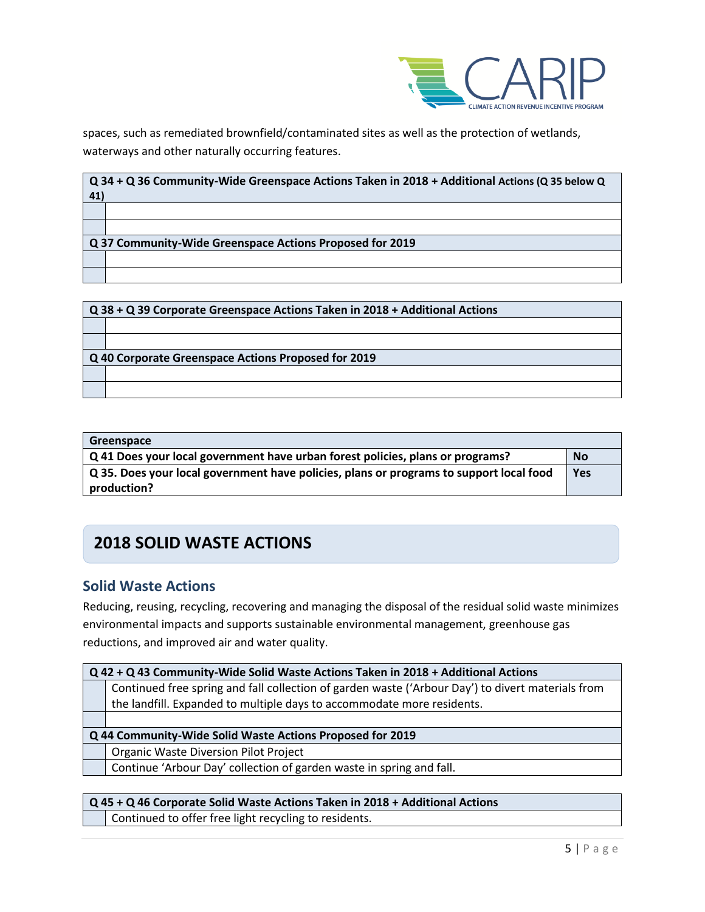spaces, such as remediated brownfield/contaminated sites as well as the protection of wetlands, waterways and other naturally occurring features.

| **Q 34 + Q 36 Community-Wide Greenspace Actions Taken in 2018 + Additional Actions (Q 35 below Q 41)** | |
|---|---|
| | |
| | |
| **Q 37 Community-Wide Greenspace Actions Proposed for 2019** | |
| | |
| | |

| **Q 38 + Q 39 Corporate Greenspace Actions Taken in 2018 + Additional Actions** | |
|---|---|
| | |
| | |
| **Q 40 Corporate Greenspace Actions Proposed for 2019** | |
| | |
| | |

| **Greenspace** | |
|---|---|
| **Q 41 Does your local government have urban forest policies, plans or programs?** | **No** |
| **Q 35. Does your local government have policies, plans or programs to support local food production?** | **Yes** |

## 2018 SOLID WASTE ACTIONS

### Solid Waste Actions

Reducing, reusing, recycling, recovering and managing the disposal of the residual solid waste minimizes environmental impacts and supports sustainable environmental management, greenhouse gas reductions, and improved air and water quality.

| **Q 42 + Q 43 Community-Wide Solid Waste Actions Taken in 2018 + Additional Actions** | |
|---|---|
| | Continued free spring and fall collection of garden waste ('Arbour Day') to divert materials from the landfill. Expanded to multiple days to accommodate more residents. |
| | |
| **Q 44 Community-Wide Solid Waste Actions Proposed for 2019** | |
| | Organic Waste Diversion Pilot Project |
| | Continue 'Arbour Day' collection of garden waste in spring and fall. |

| **Q 45 + Q 46 Corporate Solid Waste Actions Taken in 2018 + Additional Actions** | |
|---|---|
| | Continued to offer free light recycling to residents. |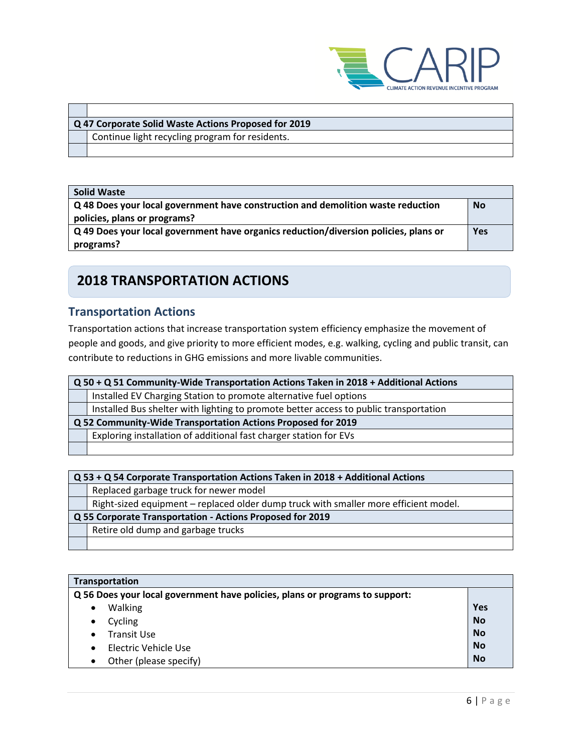| | |
|---|---|
| | |
| **Q 47 Corporate Solid Waste Actions Proposed for 2019** | |
| | Continue light recycling program for residents. |
| | |

| **Solid Waste** | |
|---|---|
| **Q 48 Does your local government have construction and demolition waste reduction policies, plans or programs?** | **No** |
| **Q 49 Does your local government have organics reduction/diversion policies, plans or programs?** | **Yes** |

## 2018 TRANSPORTATION ACTIONS

### Transportation Actions

Transportation actions that increase transportation system efficiency emphasize the movement of people and goods, and give priority to more efficient modes, e.g. walking, cycling and public transit, can contribute to reductions in GHG emissions and more livable communities.

| **Q 50 + Q 51 Community-Wide Transportation Actions Taken in 2018 + Additional Actions** | |
|---|---|
| | Installed EV Charging Station to promote alternative fuel options |
| | Installed Bus shelter with lighting to promote better access to public transportation |
| **Q 52 Community-Wide Transportation Actions Proposed for 2019** | |
| | Exploring installation of additional fast charger station for EVs |
| | |

| **Q 53 + Q 54 Corporate Transportation Actions Taken in 2018 + Additional Actions** | |
|---|---|
| | Replaced garbage truck for newer model |
| | Right-sized equipment – replaced older dump truck with smaller more efficient model. |
| **Q 55 Corporate Transportation - Actions Proposed for 2019** | |
| | Retire old dump and garbage trucks |
| | |

| **Transportation** | |
|---|---|
| **Q 56 Does your local government have policies, plans or programs to support:** | |
| • Walking | **Yes** |
| • Cycling | **No** |
| • Transit Use | **No** |
| • Electric Vehicle Use | **No** |
| • Other (please specify) | **No** |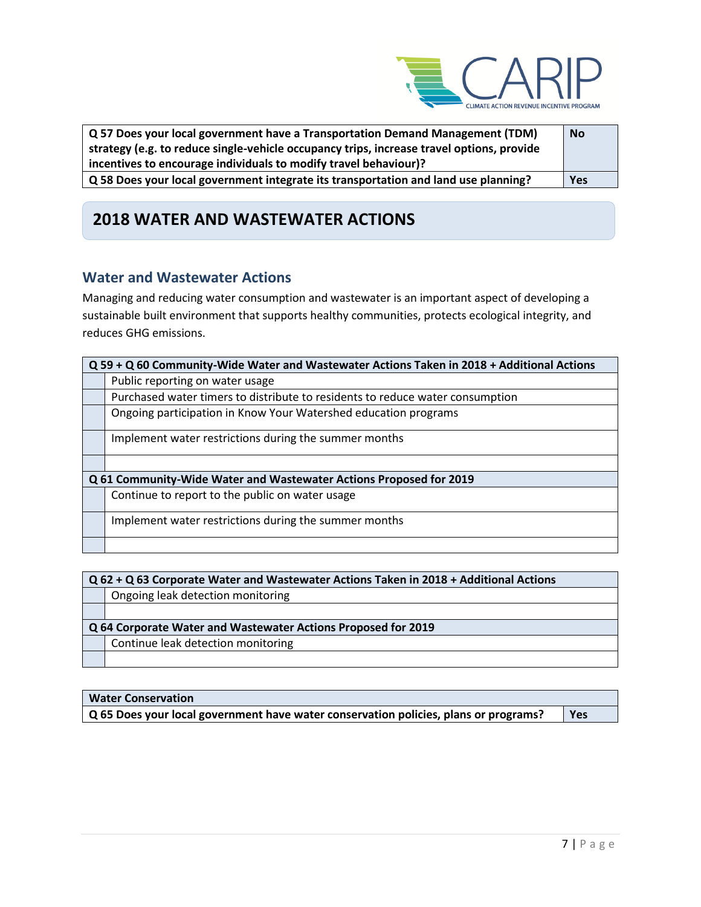| Q 57 Does your local government have a Transportation Demand Management (TDM) strategy (e.g. to reduce single-vehicle occupancy trips, increase travel options, provide incentives to encourage individuals to modify travel behaviour)? | No |
|---|---|
| Q 58 Does your local government integrate its transportation and land use planning? | Yes |

## 2018 WATER AND WASTEWATER ACTIONS

### Water and Wastewater Actions

Managing and reducing water consumption and wastewater is an important aspect of developing a sustainable built environment that supports healthy communities, protects ecological integrity, and reduces GHG emissions.

| Q 59 + Q 60 Community-Wide Water and Wastewater Actions Taken in 2018 + Additional Actions | |
|---|---|
| | Public reporting on water usage |
| | Purchased water timers to distribute to residents to reduce water consumption |
| | Ongoing participation in Know Your Watershed education programs |
| | Implement water restrictions during the summer months |
| | |
| **Q 61 Community-Wide Water and Wastewater Actions Proposed for 2019** | |
| | Continue to report to the public on water usage |
| | Implement water restrictions during the summer months |
| | |

| Q 62 + Q 63 Corporate Water and Wastewater Actions Taken in 2018 + Additional Actions | |
|---|---|
| | Ongoing leak detection monitoring |
| | |
| **Q 64 Corporate Water and Wastewater Actions Proposed for 2019** | |
| | Continue leak detection monitoring |
| | |

| Water Conservation | |
|---|---|
| Q 65 Does your local government have water conservation policies, plans or programs? | Yes |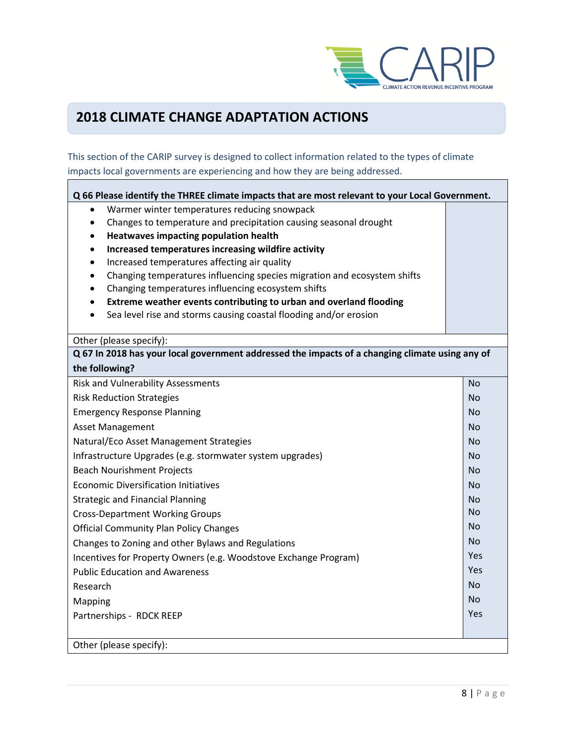## 2018 CLIMATE CHANGE ADAPTATION ACTIONS

This section of the CARIP survey is designed to collect information related to the types of climate impacts local governments are experiencing and how they are being addressed.

**Q 66 Please identify the THREE climate impacts that are most relevant to your Local Government.**

- Warmer winter temperatures reducing snowpack
- Changes to temperature and precipitation causing seasonal drought
- **Heatwaves impacting population health**
- **Increased temperatures increasing wildfire activity**
- Increased temperatures affecting air quality
- Changing temperatures influencing species migration and ecosystem shifts
- Changing temperatures influencing ecosystem shifts
- **Extreme weather events contributing to urban and overland flooding**
- Sea level rise and storms causing coastal flooding and/or erosion

Other (please specify):

**Q 67 In 2018 has your local government addressed the impacts of a changing climate using any of the following?**

| Action | Response |
|---|---|
| Risk and Vulnerability Assessments | No |
| Risk Reduction Strategies | No |
| Emergency Response Planning | No |
| Asset Management | No |
| Natural/Eco Asset Management Strategies | No |
| Infrastructure Upgrades (e.g. stormwater system upgrades) | No |
| Beach Nourishment Projects | No |
| Economic Diversification Initiatives | No |
| Strategic and Financial Planning | No |
| Cross-Department Working Groups | No |
| Official Community Plan Policy Changes | No |
| Changes to Zoning and other Bylaws and Regulations | No |
| Incentives for Property Owners (e.g. Woodstove Exchange Program) | Yes |
| Public Education and Awareness | Yes |
| Research | No |
| Mapping | No |
| Partnerships - RDCK REEP | Yes |

Other (please specify):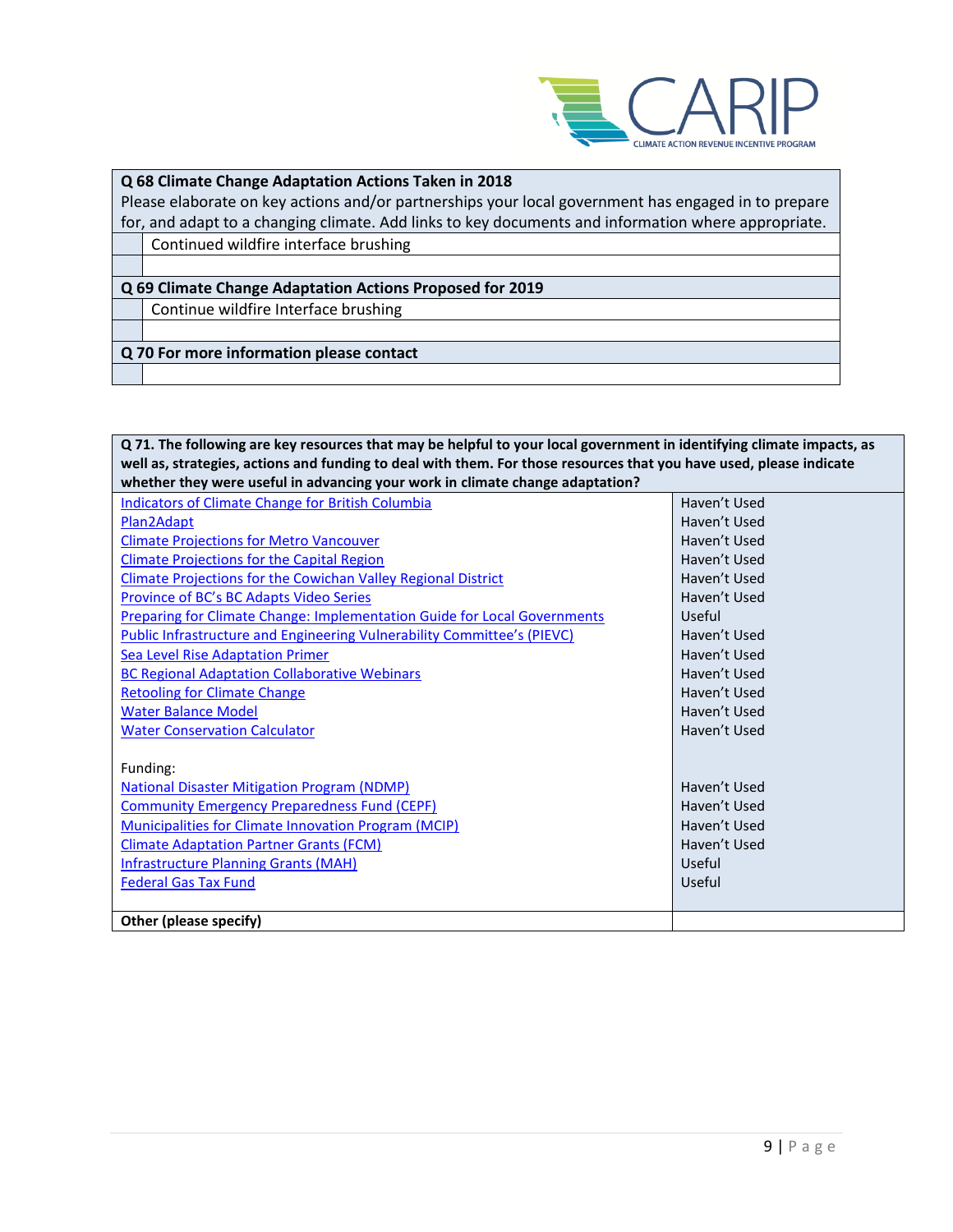| **Q 68 Climate Change Adaptation Actions Taken in 2018**<br>Please elaborate on key actions and/or partnerships your local government has engaged in to prepare for, and adapt to a changing climate. Add links to key documents and information where appropriate. | |
|---|---|
| | Continued wildfire interface brushing |
| | |

| **Q 69 Climate Change Adaptation Actions Proposed for 2019** | |
|---|---|
| | Continue wildfire Interface brushing |
| | |

| **Q 70 For more information please contact** | |
|---|---|
| | |

| **Q 71. The following are key resources that may be helpful to your local government in identifying climate impacts, as well as, strategies, actions and funding to deal with them. For those resources that you have used, please indicate whether they were useful in advancing your work in climate change adaptation?** | |
|---|---|
| Indicators of Climate Change for British Columbia | Haven't Used |
| Plan2Adapt | Haven't Used |
| Climate Projections for Metro Vancouver | Haven't Used |
| Climate Projections for the Capital Region | Haven't Used |
| Climate Projections for the Cowichan Valley Regional District | Haven't Used |
| Province of BC's BC Adapts Video Series | Haven't Used |
| Preparing for Climate Change: Implementation Guide for Local Governments | Useful |
| Public Infrastructure and Engineering Vulnerability Committee's (PIEVC) | Haven't Used |
| Sea Level Rise Adaptation Primer | Haven't Used |
| BC Regional Adaptation Collaborative Webinars | Haven't Used |
| Retooling for Climate Change | Haven't Used |
| Water Balance Model | Haven't Used |
| Water Conservation Calculator | Haven't Used |
| Funding: | |
| National Disaster Mitigation Program (NDMP) | Haven't Used |
| Community Emergency Preparedness Fund (CEPF) | Haven't Used |
| Municipalities for Climate Innovation Program (MCIP) | Haven't Used |
| Climate Adaptation Partner Grants (FCM) | Haven't Used |
| Infrastructure Planning Grants (MAH) | Useful |
| Federal Gas Tax Fund | Useful |
| **Other (please specify)** | |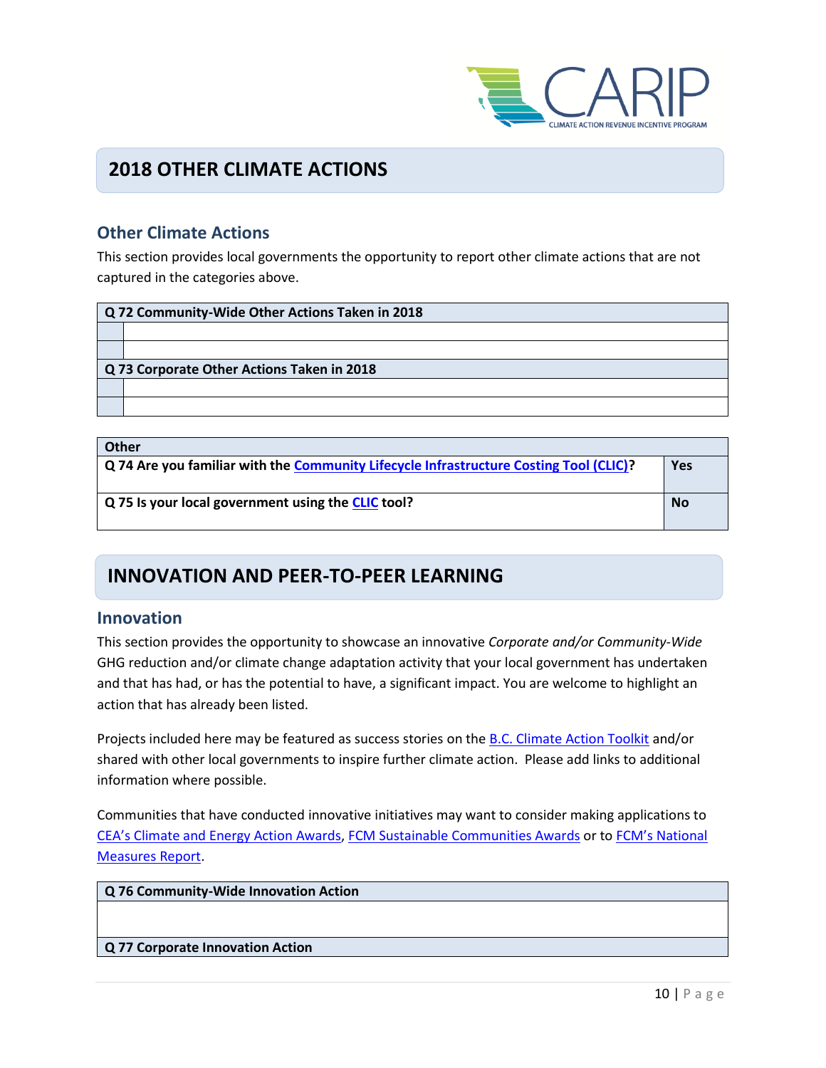## 2018 OTHER CLIMATE ACTIONS

### Other Climate Actions

This section provides local governments the opportunity to report other climate actions that are not captured in the categories above.

| Q 72 Community-Wide Other Actions Taken in 2018 | |
|---|---|
| | |
| | |
| **Q 73 Corporate Other Actions Taken in 2018** | |
| | |
| | |

| Other | |
|---|---|
| **Q 74 Are you familiar with the Community Lifecycle Infrastructure Costing Tool (CLIC)?** | **Yes** |
| **Q 75 Is your local government using the CLIC tool?** | **No** |

## INNOVATION AND PEER-TO-PEER LEARNING

### Innovation

This section provides the opportunity to showcase an innovative *Corporate and/or Community-Wide* GHG reduction and/or climate change adaptation activity that your local government has undertaken and that has had, or has the potential to have, a significant impact. You are welcome to highlight an action that has already been listed.

Projects included here may be featured as success stories on the B.C. Climate Action Toolkit and/or shared with other local governments to inspire further climate action. Please add links to additional information where possible.

Communities that have conducted innovative initiatives may want to consider making applications to CEA's Climate and Energy Action Awards, FCM Sustainable Communities Awards or to FCM's National Measures Report.

| Q 76 Community-Wide Innovation Action |
|---|
| |
| **Q 77 Corporate Innovation Action** |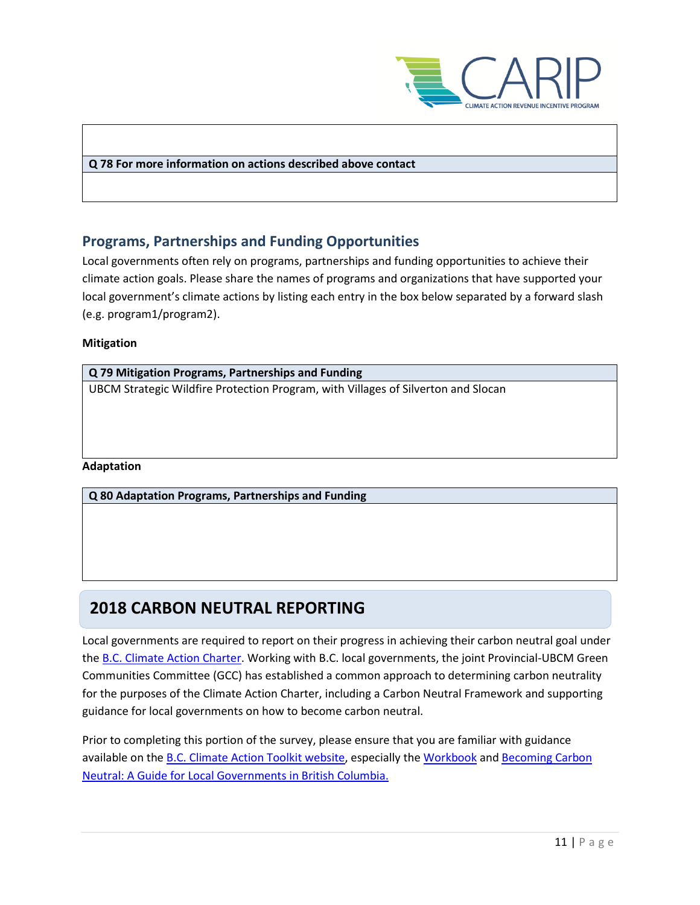| Q 78 For more information on actions described above contact |
| --- |
| |

## Programs, Partnerships and Funding Opportunities

Local governments often rely on programs, partnerships and funding opportunities to achieve their climate action goals. Please share the names of programs and organizations that have supported your local government's climate actions by listing each entry in the box below separated by a forward slash (e.g. program1/program2).

**Mitigation**

| Q 79 Mitigation Programs, Partnerships and Funding |
| --- |
| UBCM Strategic Wildfire Protection Program, with Villages of Silverton and Slocan |

**Adaptation**

| Q 80 Adaptation Programs, Partnerships and Funding |
| --- |
| |

# 2018 CARBON NEUTRAL REPORTING

Local governments are required to report on their progress in achieving their carbon neutral goal under the B.C. Climate Action Charter. Working with B.C. local governments, the joint Provincial-UBCM Green Communities Committee (GCC) has established a common approach to determining carbon neutrality for the purposes of the Climate Action Charter, including a Carbon Neutral Framework and supporting guidance for local governments on how to become carbon neutral.

Prior to completing this portion of the survey, please ensure that you are familiar with guidance available on the B.C. Climate Action Toolkit website, especially the Workbook and Becoming Carbon Neutral: A Guide for Local Governments in British Columbia.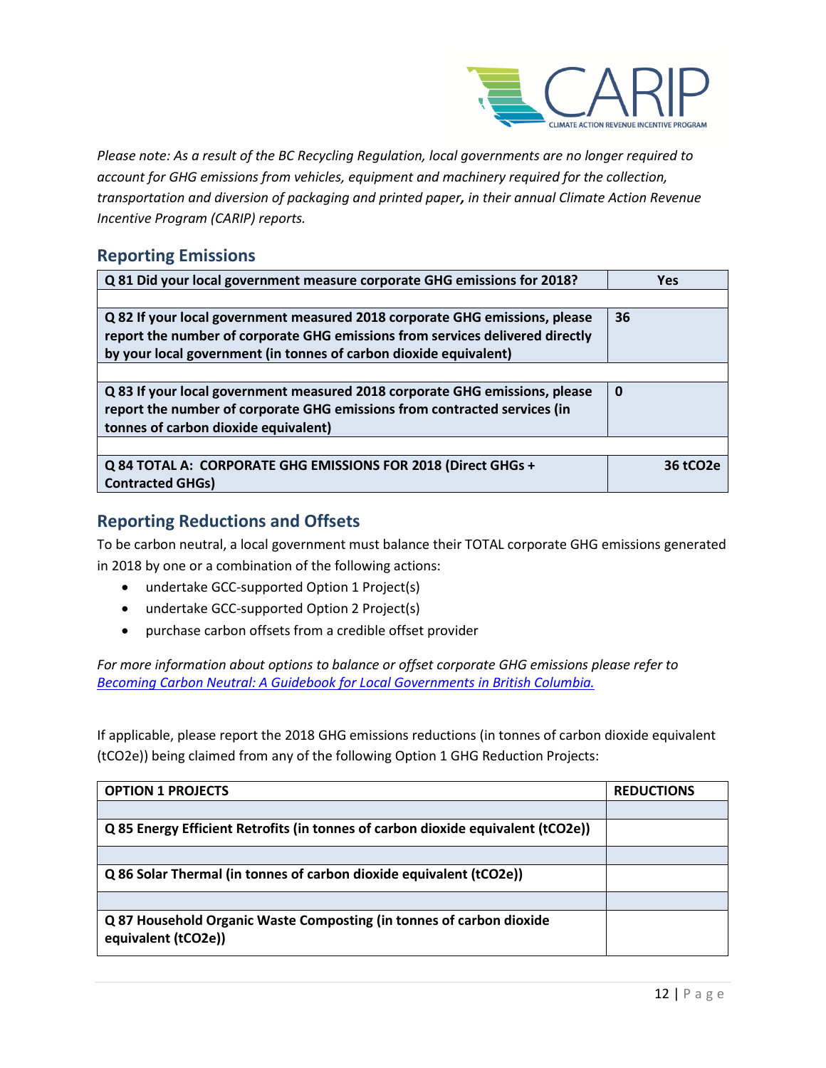*Please note: As a result of the BC Recycling Regulation, local governments are no longer required to account for GHG emissions from vehicles, equipment and machinery required for the collection, transportation and diversion of packaging and printed paper, in their annual Climate Action Revenue Incentive Program (CARIP) reports.*

## Reporting Emissions

| | |
|---|---|
| **Q 81 Did your local government measure corporate GHG emissions for 2018?** | **Yes** |
| | |
| **Q 82 If your local government measured 2018 corporate GHG emissions, please report the number of corporate GHG emissions from services delivered directly by your local government (in tonnes of carbon dioxide equivalent)** | **36** |
| | |
| **Q 83 If your local government measured 2018 corporate GHG emissions, please report the number of corporate GHG emissions from contracted services (in tonnes of carbon dioxide equivalent)** | **0** |
| | |
| **Q 84 TOTAL A: CORPORATE GHG EMISSIONS FOR 2018 (Direct GHGs + Contracted GHGs)** | **36 tCO2e** |

## Reporting Reductions and Offsets

To be carbon neutral, a local government must balance their TOTAL corporate GHG emissions generated in 2018 by one or a combination of the following actions:

- undertake GCC-supported Option 1 Project(s)
- undertake GCC-supported Option 2 Project(s)
- purchase carbon offsets from a credible offset provider

*For more information about options to balance or offset corporate GHG emissions please refer to [Becoming Carbon Neutral: A Guidebook for Local Governments in British Columbia.]()*

If applicable, please report the 2018 GHG emissions reductions (in tonnes of carbon dioxide equivalent (tCO2e)) being claimed from any of the following Option 1 GHG Reduction Projects:

| OPTION 1 PROJECTS | REDUCTIONS |
|---|---|
| | |
| **Q 85 Energy Efficient Retrofits (in tonnes of carbon dioxide equivalent (tCO2e))** | |
| | |
| **Q 86 Solar Thermal (in tonnes of carbon dioxide equivalent (tCO2e))** | |
| | |
| **Q 87 Household Organic Waste Composting (in tonnes of carbon dioxide equivalent (tCO2e))** | |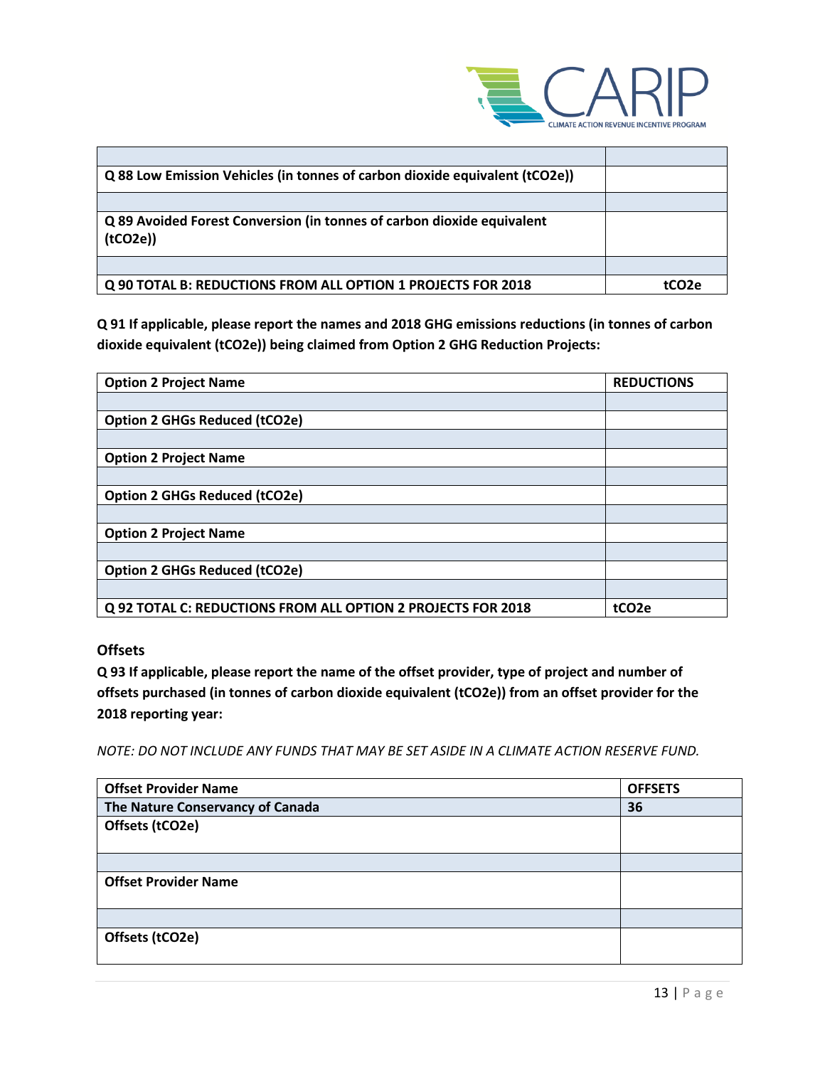| | |
|---|---|
| | |
| **Q 88 Low Emission Vehicles (in tonnes of carbon dioxide equivalent (tCO2e))** | |
| | |
| **Q 89 Avoided Forest Conversion (in tonnes of carbon dioxide equivalent (tCO2e))** | |
| | |
| **Q 90 TOTAL B: REDUCTIONS FROM ALL OPTION 1 PROJECTS FOR 2018** | **tCO2e** |

**Q 91 If applicable, please report the names and 2018 GHG emissions reductions (in tonnes of carbon dioxide equivalent (tCO2e)) being claimed from Option 2 GHG Reduction Projects:**

| **Option 2 Project Name** | **REDUCTIONS** |
|---|---|
| | |
| **Option 2 GHGs Reduced (tCO2e)** | |
| | |
| **Option 2 Project Name** | |
| | |
| **Option 2 GHGs Reduced (tCO2e)** | |
| | |
| **Option 2 Project Name** | |
| | |
| **Option 2 GHGs Reduced (tCO2e)** | |
| | |
| **Q 92 TOTAL C: REDUCTIONS FROM ALL OPTION 2 PROJECTS FOR 2018** | **tCO2e** |

### Offsets

**Q 93 If applicable, please report the name of the offset provider, type of project and number of offsets purchased (in tonnes of carbon dioxide equivalent (tCO2e)) from an offset provider for the 2018 reporting year:**

*NOTE: DO NOT INCLUDE ANY FUNDS THAT MAY BE SET ASIDE IN A CLIMATE ACTION RESERVE FUND.*

| **Offset Provider Name** | **OFFSETS** |
|---|---|
| **The Nature Conservancy of Canada** | **36** |
| **Offsets (tCO2e)** | |
| | |
| **Offset Provider Name** | |
| | |
| **Offsets (tCO2e)** | |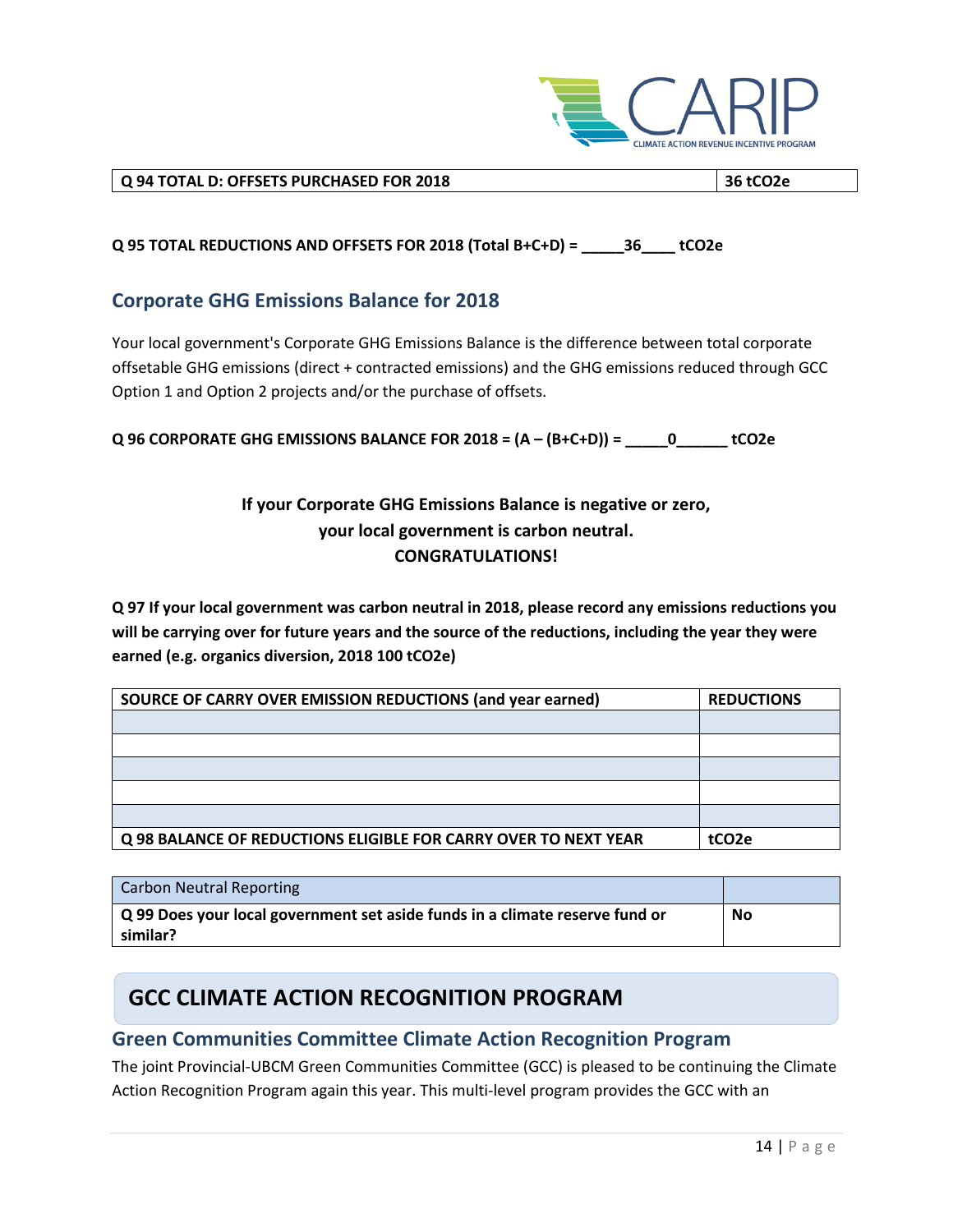| Q 94 TOTAL D: OFFSETS PURCHASED FOR 2018 | 36 tCO2e |
|---|---|

**Q 95 TOTAL REDUCTIONS AND OFFSETS FOR 2018 (Total B+C+D) = \_\_\_\_\_36\_\_\_\_ tCO2e**

## Corporate GHG Emissions Balance for 2018

Your local government's Corporate GHG Emissions Balance is the difference between total corporate offsetable GHG emissions (direct + contracted emissions) and the GHG emissions reduced through GCC Option 1 and Option 2 projects and/or the purchase of offsets.

**Q 96 CORPORATE GHG EMISSIONS BALANCE FOR 2018 = (A – (B+C+D)) = \_\_\_\_\_0\_\_\_\_\_\_ tCO2e**

**If your Corporate GHG Emissions Balance is negative or zero,
your local government is carbon neutral.
CONGRATULATIONS!**

**Q 97 If your local government was carbon neutral in 2018, please record any emissions reductions you will be carrying over for future years and the source of the reductions, including the year they were earned (e.g. organics diversion, 2018 100 tCO2e)**

| SOURCE OF CARRY OVER EMISSION REDUCTIONS (and year earned) | REDUCTIONS |
|---|---|
| | |
| | |
| | |
| | |
| | |
| **Q 98 BALANCE OF REDUCTIONS ELIGIBLE FOR CARRY OVER TO NEXT YEAR** | **tCO2e** |

| Carbon Neutral Reporting | |
|---|---|
| **Q 99 Does your local government set aside funds in a climate reserve fund or similar?** | **No** |

# GCC CLIMATE ACTION RECOGNITION PROGRAM

## Green Communities Committee Climate Action Recognition Program

The joint Provincial-UBCM Green Communities Committee (GCC) is pleased to be continuing the Climate Action Recognition Program again this year. This multi-level program provides the GCC with an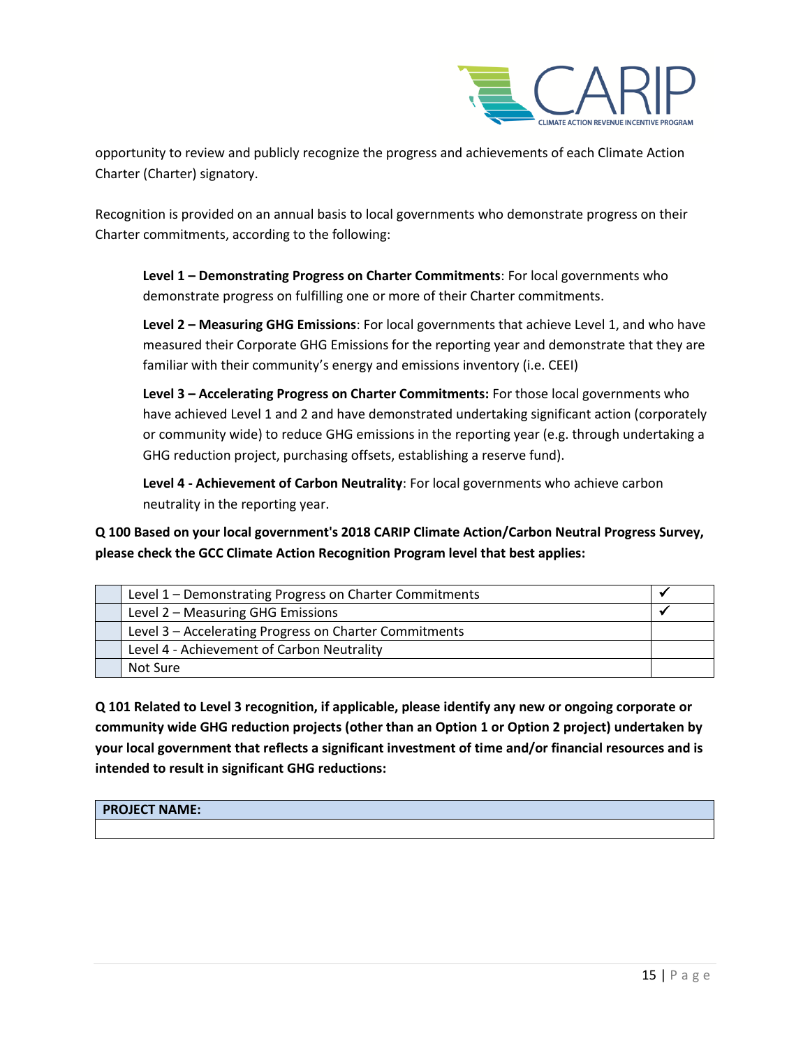opportunity to review and publicly recognize the progress and achievements of each Climate Action Charter (Charter) signatory.

Recognition is provided on an annual basis to local governments who demonstrate progress on their Charter commitments, according to the following:

> **Level 1 – Demonstrating Progress on Charter Commitments**: For local governments who demonstrate progress on fulfilling one or more of their Charter commitments.
>
> **Level 2 – Measuring GHG Emissions**: For local governments that achieve Level 1, and who have measured their Corporate GHG Emissions for the reporting year and demonstrate that they are familiar with their community's energy and emissions inventory (i.e. CEEI)
>
> **Level 3 – Accelerating Progress on Charter Commitments:** For those local governments who have achieved Level 1 and 2 and have demonstrated undertaking significant action (corporately or community wide) to reduce GHG emissions in the reporting year (e.g. through undertaking a GHG reduction project, purchasing offsets, establishing a reserve fund).
>
> **Level 4 - Achievement of Carbon Neutrality**: For local governments who achieve carbon neutrality in the reporting year.

**Q 100 Based on your local government's 2018 CARIP Climate Action/Carbon Neutral Progress Survey, please check the GCC Climate Action Recognition Program level that best applies:**

| | | |
|---|---|---|
| | Level 1 – Demonstrating Progress on Charter Commitments | ✓ |
| | Level 2 – Measuring GHG Emissions | ✓ |
| | Level 3 – Accelerating Progress on Charter Commitments | |
| | Level 4 - Achievement of Carbon Neutrality | |
| | Not Sure | |

**Q 101 Related to Level 3 recognition, if applicable, please identify any new or ongoing corporate or community wide GHG reduction projects (other than an Option 1 or Option 2 project) undertaken by your local government that reflects a significant investment of time and/or financial resources and is intended to result in significant GHG reductions:**

| PROJECT NAME: |
|---|
| |